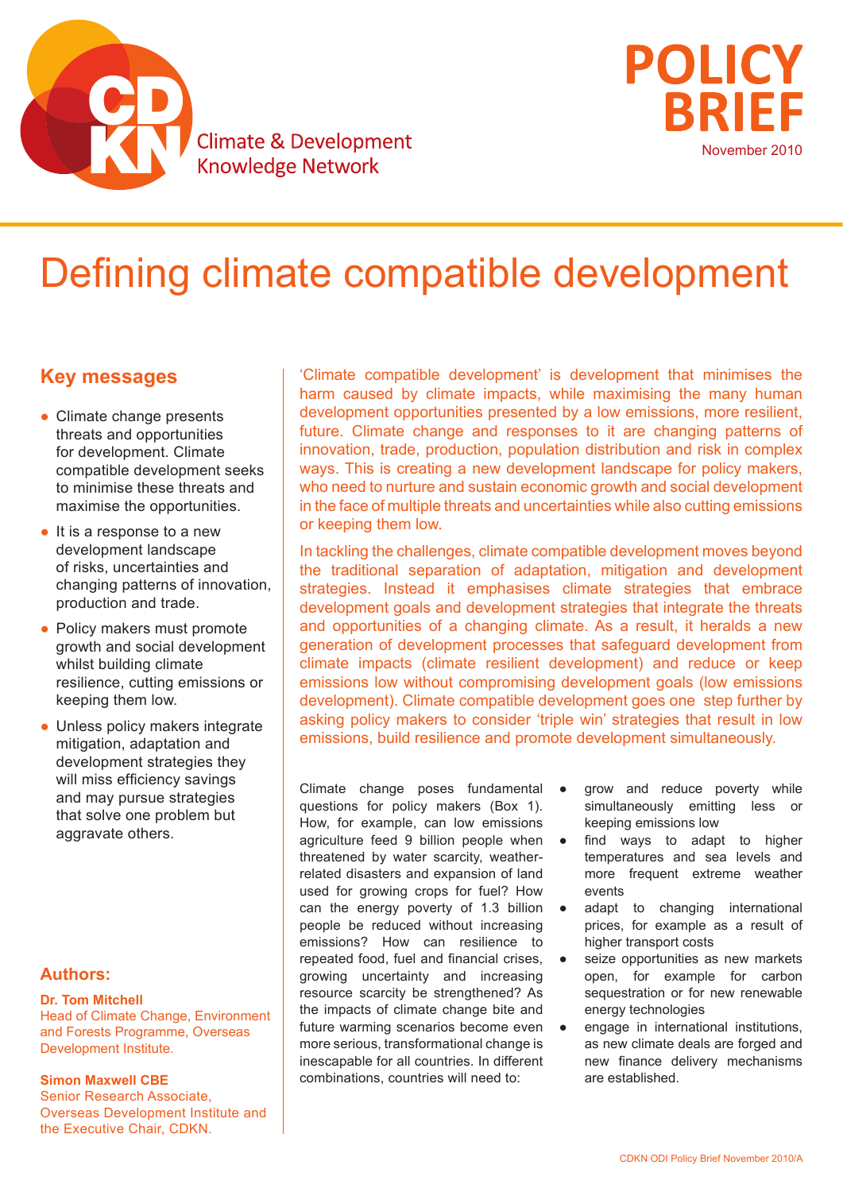Climate & Development Knowledge Network

**POLICY BRIEF**
November 2010

# Defining climate compatible development

## Key messages

- Climate change presents threats and opportunities for development. Climate compatible development seeks to minimise these threats and maximise the opportunities.
- It is a response to a new development landscape of risks, uncertainties and changing patterns of innovation, production and trade.
- Policy makers must promote growth and social development whilst building climate resilience, cutting emissions or keeping them low.
- Unless policy makers integrate mitigation, adaptation and development strategies they will miss efficiency savings and may pursue strategies that solve one problem but aggravate others.

## Authors:

**Dr. Tom Mitchell**
Head of Climate Change, Environment and Forests Programme, Overseas Development Institute.

**Simon Maxwell CBE**
Senior Research Associate, Overseas Development Institute and the Executive Chair, CDKN.

'Climate compatible development' is development that minimises the harm caused by climate impacts, while maximising the many human development opportunities presented by a low emissions, more resilient, future. Climate change and responses to it are changing patterns of innovation, trade, production, population distribution and risk in complex ways. This is creating a new development landscape for policy makers, who need to nurture and sustain economic growth and social development in the face of multiple threats and uncertainties while also cutting emissions or keeping them low.

In tackling the challenges, climate compatible development moves beyond the traditional separation of adaptation, mitigation and development strategies. Instead it emphasises climate strategies that embrace development goals and development strategies that integrate the threats and opportunities of a changing climate. As a result, it heralds a new generation of development processes that safeguard development from climate impacts (climate resilient development) and reduce or keep emissions low without compromising development goals (low emissions development). Climate compatible development goes one step further by asking policy makers to consider 'triple win' strategies that result in low emissions, build resilience and promote development simultaneously.

Climate change poses fundamental questions for policy makers (Box 1). How, for example, can low emissions agriculture feed 9 billion people when threatened by water scarcity, weather-related disasters and expansion of land used for growing crops for fuel? How can the energy poverty of 1.3 billion people be reduced without increasing emissions? How can resilience to repeated food, fuel and financial crises, growing uncertainty and increasing resource scarcity be strengthened? As the impacts of climate change bite and future warming scenarios become even more serious, transformational change is inescapable for all countries. In different combinations, countries will need to:

- grow and reduce poverty while simultaneously emitting less or keeping emissions low
- find ways to adapt to higher temperatures and sea levels and more frequent extreme weather events
- adapt to changing international prices, for example as a result of higher transport costs
- seize opportunities as new markets open, for example for carbon sequestration or for new renewable energy technologies
- engage in international institutions, as new climate deals are forged and new finance delivery mechanisms are established.

CDKN ODI Policy Brief November 2010/A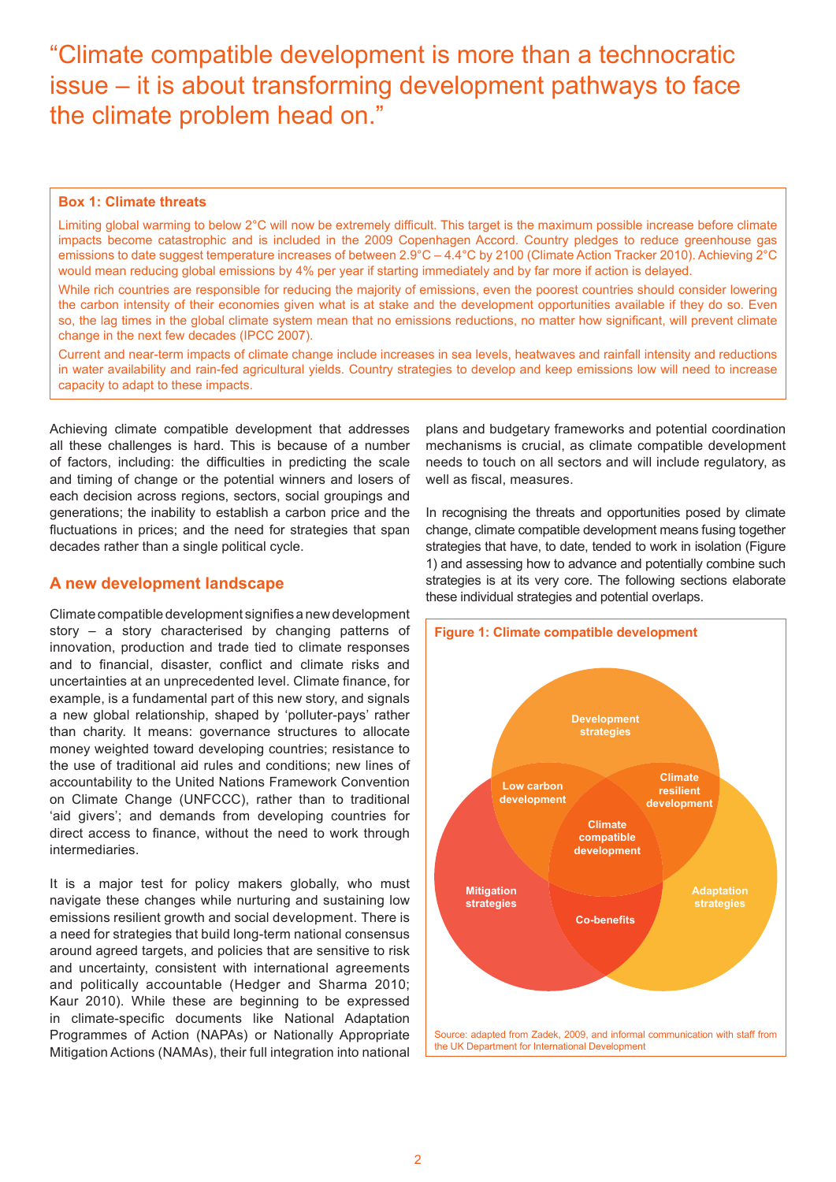"Climate compatible development is more than a technocratic issue – it is about transforming development pathways to face the climate problem head on."

**Box 1: Climate threats**

Limiting global warming to below 2°C will now be extremely difficult. This target is the maximum possible increase before climate impacts become catastrophic and is included in the 2009 Copenhagen Accord. Country pledges to reduce greenhouse gas emissions to date suggest temperature increases of between 2.9°C – 4.4°C by 2100 (Climate Action Tracker 2010). Achieving 2°C would mean reducing global emissions by 4% per year if starting immediately and by far more if action is delayed.

While rich countries are responsible for reducing the majority of emissions, even the poorest countries should consider lowering the carbon intensity of their economies given what is at stake and the development opportunities available if they do so. Even so, the lag times in the global climate system mean that no emissions reductions, no matter how significant, will prevent climate change in the next few decades (IPCC 2007).

Current and near-term impacts of climate change include increases in sea levels, heatwaves and rainfall intensity and reductions in water availability and rain-fed agricultural yields. Country strategies to develop and keep emissions low will need to increase capacity to adapt to these impacts.

Achieving climate compatible development that addresses all these challenges is hard. This is because of a number of factors, including: the difficulties in predicting the scale and timing of change or the potential winners and losers of each decision across regions, sectors, social groupings and generations; the inability to establish a carbon price and the fluctuations in prices; and the need for strategies that span decades rather than a single political cycle.

## A new development landscape

Climate compatible development signifies a new development story – a story characterised by changing patterns of innovation, production and trade tied to climate responses and to financial, disaster, conflict and climate risks and uncertainties at an unprecedented level. Climate finance, for example, is a fundamental part of this new story, and signals a new global relationship, shaped by 'polluter-pays' rather than charity. It means: governance structures to allocate money weighted toward developing countries; resistance to the use of traditional aid rules and conditions; new lines of accountability to the United Nations Framework Convention on Climate Change (UNFCCC), rather than to traditional 'aid givers'; and demands from developing countries for direct access to finance, without the need to work through intermediaries.

It is a major test for policy makers globally, who must navigate these changes while nurturing and sustaining low emissions resilient growth and social development. There is a need for strategies that build long-term national consensus around agreed targets, and policies that are sensitive to risk and uncertainty, consistent with international agreements and politically accountable (Hedger and Sharma 2010; Kaur 2010). While these are beginning to be expressed in climate-specific documents like National Adaptation Programmes of Action (NAPAs) or Nationally Appropriate Mitigation Actions (NAMAs), their full integration into national plans and budgetary frameworks and potential coordination mechanisms is crucial, as climate compatible development needs to touch on all sectors and will include regulatory, as well as fiscal, measures.

In recognising the threats and opportunities posed by climate change, climate compatible development means fusing together strategies that have, to date, tended to work in isolation (Figure 1) and assessing how to advance and potentially combine such strategies is at its very core. The following sections elaborate these individual strategies and potential overlaps.

**Figure 1: Climate compatible development**

Development strategies
Low carbon development
Climate resilient development
Climate compatible development
Mitigation strategies
Adaptation strategies
Co-benefits

Source: adapted from Zadek, 2009, and informal communication with staff from the UK Department for International Development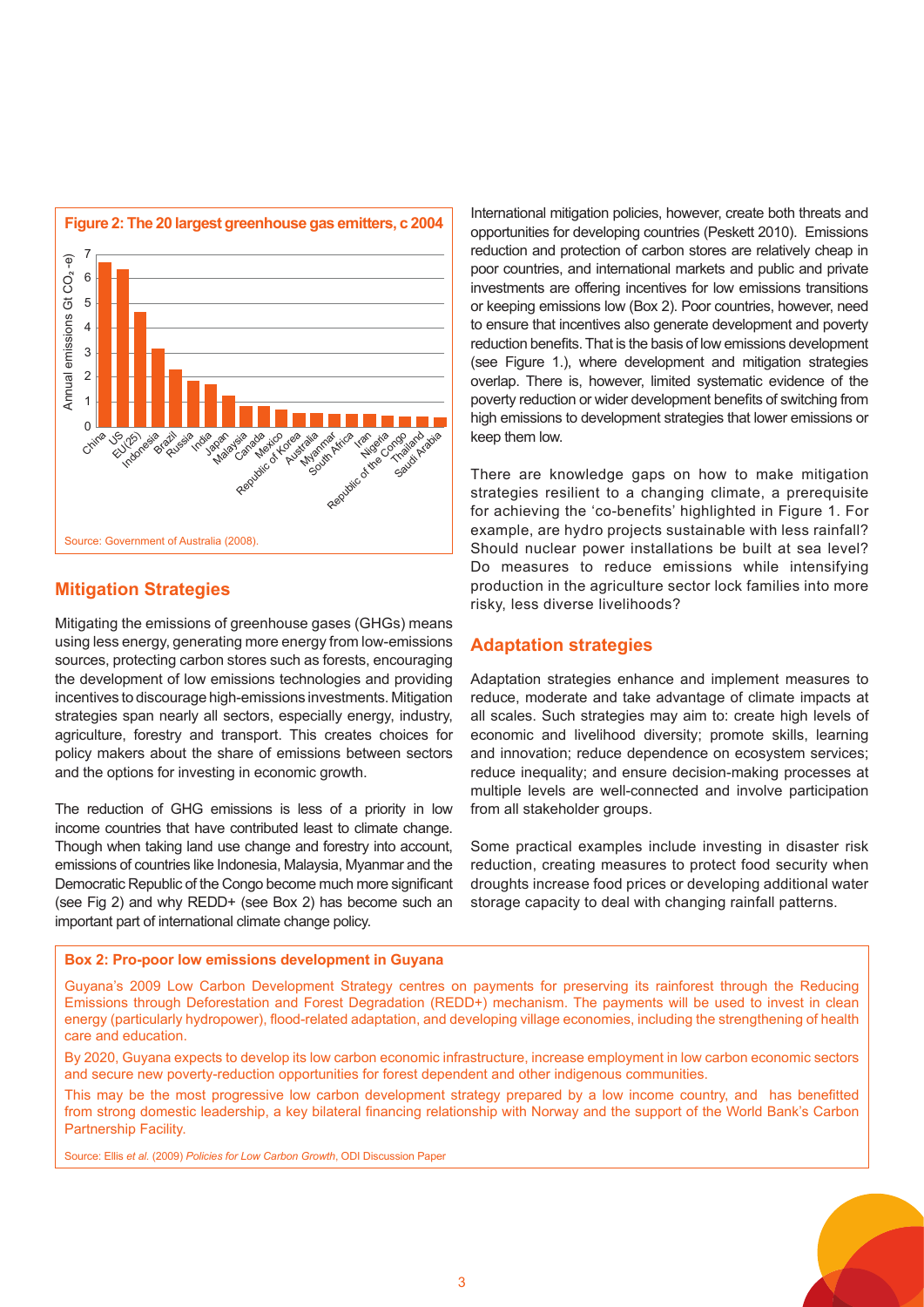**Figure 2: The 20 largest greenhouse gas emitters, c 2004**

Source: Government of Australia (2008).

## Mitigation Strategies

Mitigating the emissions of greenhouse gases (GHGs) means using less energy, generating more energy from low-emissions sources, protecting carbon stores such as forests, encouraging the development of low emissions technologies and providing incentives to discourage high-emissions investments. Mitigation strategies span nearly all sectors, especially energy, industry, agriculture, forestry and transport. This creates choices for policy makers about the share of emissions between sectors and the options for investing in economic growth.

The reduction of GHG emissions is less of a priority in low income countries that have contributed least to climate change. Though when taking land use change and forestry into account, emissions of countries like Indonesia, Malaysia, Myanmar and the Democratic Republic of the Congo become much more significant (see Fig 2) and why REDD+ (see Box 2) has become such an important part of international climate change policy.

International mitigation policies, however, create both threats and opportunities for developing countries (Peskett 2010). Emissions reduction and protection of carbon stores are relatively cheap in poor countries, and international markets and public and private investments are offering incentives for low emissions transitions or keeping emissions low (Box 2). Poor countries, however, need to ensure that incentives also generate development and poverty reduction benefits. That is the basis of low emissions development (see Figure 1.), where development and mitigation strategies overlap. There is, however, limited systematic evidence of the poverty reduction or wider development benefits of switching from high emissions to development strategies that lower emissions or keep them low.

There are knowledge gaps on how to make mitigation strategies resilient to a changing climate, a prerequisite for achieving the 'co-benefits' highlighted in Figure 1. For example, are hydro projects sustainable with less rainfall? Should nuclear power installations be built at sea level? Do measures to reduce emissions while intensifying production in the agriculture sector lock families into more risky, less diverse livelihoods?

## Adaptation strategies

Adaptation strategies enhance and implement measures to reduce, moderate and take advantage of climate impacts at all scales. Such strategies may aim to: create high levels of economic and livelihood diversity; promote skills, learning and innovation; reduce dependence on ecosystem services; reduce inequality; and ensure decision-making processes at multiple levels are well-connected and involve participation from all stakeholder groups.

Some practical examples include investing in disaster risk reduction, creating measures to protect food security when droughts increase food prices or developing additional water storage capacity to deal with changing rainfall patterns.

**Box 2: Pro-poor low emissions development in Guyana**

Guyana's 2009 Low Carbon Development Strategy centres on payments for preserving its rainforest through the Reducing Emissions through Deforestation and Forest Degradation (REDD+) mechanism. The payments will be used to invest in clean energy (particularly hydropower), flood-related adaptation, and developing village economies, including the strengthening of health care and education.

By 2020, Guyana expects to develop its low carbon economic infrastructure, increase employment in low carbon economic sectors and secure new poverty-reduction opportunities for forest dependent and other indigenous communities.

This may be the most progressive low carbon development strategy prepared by a low income country, and has benefitted from strong domestic leadership, a key bilateral financing relationship with Norway and the support of the World Bank's Carbon Partnership Facility.

Source: Ellis *et al.* (2009) *Policies for Low Carbon Growth*, ODI Discussion Paper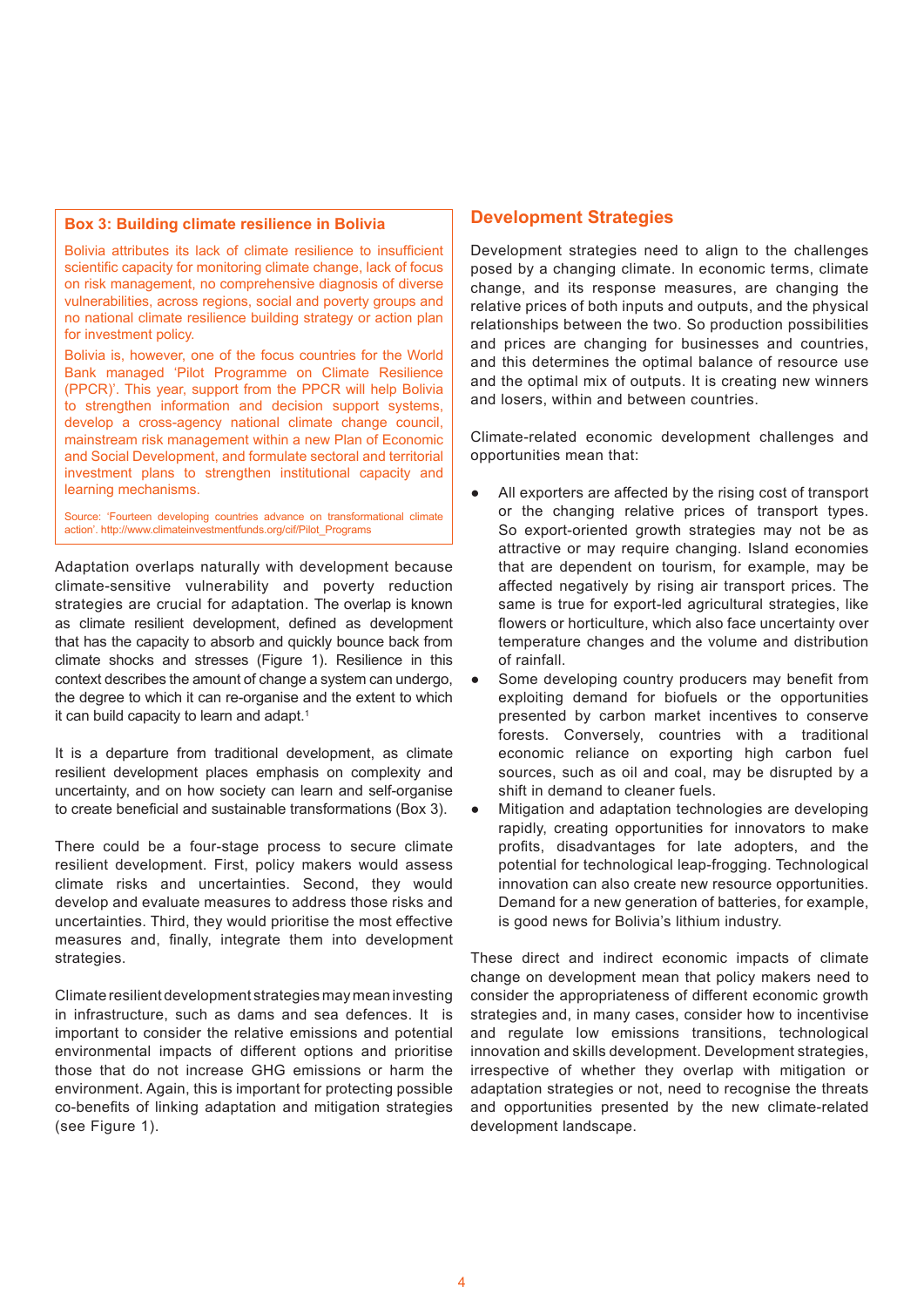### Box 3: Building climate resilience in Bolivia

Bolivia attributes its lack of climate resilience to insufficient scientific capacity for monitoring climate change, lack of focus on risk management, no comprehensive diagnosis of diverse vulnerabilities, across regions, social and poverty groups and no national climate resilience building strategy or action plan for investment policy.

Bolivia is, however, one of the focus countries for the World Bank managed 'Pilot Programme on Climate Resilience (PPCR)'. This year, support from the PPCR will help Bolivia to strengthen information and decision support systems, develop a cross-agency national climate change council, mainstream risk management within a new Plan of Economic and Social Development, and formulate sectoral and territorial investment plans to strengthen institutional capacity and learning mechanisms.

Source: 'Fourteen developing countries advance on transformational climate action'. http://www.climateinvestmentfunds.org/cif/Pilot_Programs

Adaptation overlaps naturally with development because climate-sensitive vulnerability and poverty reduction strategies are crucial for adaptation. The overlap is known as climate resilient development, defined as development that has the capacity to absorb and quickly bounce back from climate shocks and stresses (Figure 1). Resilience in this context describes the amount of change a system can undergo, the degree to which it can re-organise and the extent to which it can build capacity to learn and adapt.[1]

It is a departure from traditional development, as climate resilient development places emphasis on complexity and uncertainty, and on how society can learn and self-organise to create beneficial and sustainable transformations (Box 3).

There could be a four-stage process to secure climate resilient development. First, policy makers would assess climate risks and uncertainties. Second, they would develop and evaluate measures to address those risks and uncertainties. Third, they would prioritise the most effective measures and, finally, integrate them into development strategies.

Climate resilient development strategies may mean investing in infrastructure, such as dams and sea defences. It is important to consider the relative emissions and potential environmental impacts of different options and prioritise those that do not increase GHG emissions or harm the environment. Again, this is important for protecting possible co-benefits of linking adaptation and mitigation strategies (see Figure 1).

## Development Strategies

Development strategies need to align to the challenges posed by a changing climate. In economic terms, climate change, and its response measures, are changing the relative prices of both inputs and outputs, and the physical relationships between the two. So production possibilities and prices are changing for businesses and countries, and this determines the optimal balance of resource use and the optimal mix of outputs. It is creating new winners and losers, within and between countries.

Climate-related economic development challenges and opportunities mean that:

- All exporters are affected by the rising cost of transport or the changing relative prices of transport types. So export-oriented growth strategies may not be as attractive or may require changing. Island economies that are dependent on tourism, for example, may be affected negatively by rising air transport prices. The same is true for export-led agricultural strategies, like flowers or horticulture, which also face uncertainty over temperature changes and the volume and distribution of rainfall.
- Some developing country producers may benefit from exploiting demand for biofuels or the opportunities presented by carbon market incentives to conserve forests. Conversely, countries with a traditional economic reliance on exporting high carbon fuel sources, such as oil and coal, may be disrupted by a shift in demand to cleaner fuels.
- Mitigation and adaptation technologies are developing rapidly, creating opportunities for innovators to make profits, disadvantages for late adopters, and the potential for technological leap-frogging. Technological innovation can also create new resource opportunities. Demand for a new generation of batteries, for example, is good news for Bolivia's lithium industry.

These direct and indirect economic impacts of climate change on development mean that policy makers need to consider the appropriateness of different economic growth strategies and, in many cases, consider how to incentivise and regulate low emissions transitions, technological innovation and skills development. Development strategies, irrespective of whether they overlap with mitigation or adaptation strategies or not, need to recognise the threats and opportunities presented by the new climate-related development landscape.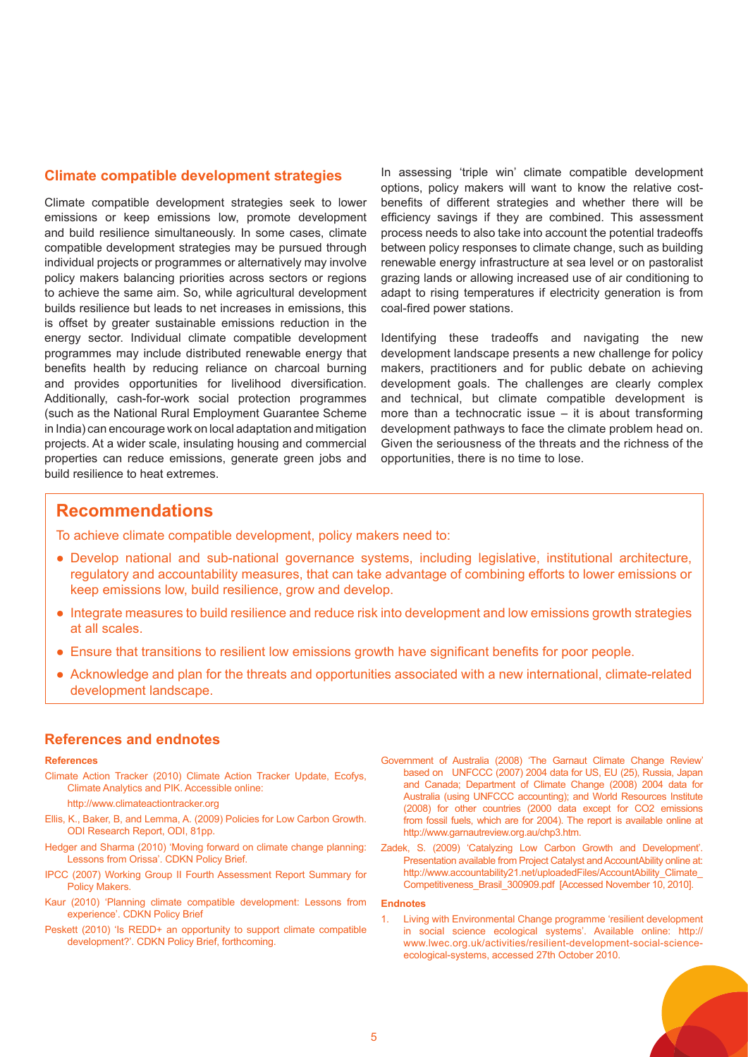## Climate compatible development strategies

Climate compatible development strategies seek to lower emissions or keep emissions low, promote development and build resilience simultaneously. In some cases, climate compatible development strategies may be pursued through individual projects or programmes or alternatively may involve policy makers balancing priorities across sectors or regions to achieve the same aim. So, while agricultural development builds resilience but leads to net increases in emissions, this is offset by greater sustainable emissions reduction in the energy sector. Individual climate compatible development programmes may include distributed renewable energy that benefits health by reducing reliance on charcoal burning and provides opportunities for livelihood diversification. Additionally, cash-for-work social protection programmes (such as the National Rural Employment Guarantee Scheme in India) can encourage work on local adaptation and mitigation projects. At a wider scale, insulating housing and commercial properties can reduce emissions, generate green jobs and build resilience to heat extremes.

In assessing 'triple win' climate compatible development options, policy makers will want to know the relative cost-benefits of different strategies and whether there will be efficiency savings if they are combined. This assessment process needs to also take into account the potential tradeoffs between policy responses to climate change, such as building renewable energy infrastructure at sea level or on pastoralist grazing lands or allowing increased use of air conditioning to adapt to rising temperatures if electricity generation is from coal-fired power stations.

Identifying these tradeoffs and navigating the new development landscape presents a new challenge for policy makers, practitioners and for public debate on achieving development goals. The challenges are clearly complex and technical, but climate compatible development is more than a technocratic issue – it is about transforming development pathways to face the climate problem head on. Given the seriousness of the threats and the richness of the opportunities, there is no time to lose.

## Recommendations

To achieve climate compatible development, policy makers need to:

- Develop national and sub-national governance systems, including legislative, institutional architecture, regulatory and accountability measures, that can take advantage of combining efforts to lower emissions or keep emissions low, build resilience, grow and develop.
- Integrate measures to build resilience and reduce risk into development and low emissions growth strategies at all scales.
- Ensure that transitions to resilient low emissions growth have significant benefits for poor people.
- Acknowledge and plan for the threats and opportunities associated with a new international, climate-related development landscape.

## References and endnotes

### References

Climate Action Tracker (2010) Climate Action Tracker Update, Ecofys, Climate Analytics and PIK. Accessible online: http://www.climateactiontracker.org

Ellis, K., Baker, B, and Lemma, A. (2009) Policies for Low Carbon Growth. ODI Research Report, ODI, 81pp.

Hedger and Sharma (2010) 'Moving forward on climate change planning: Lessons from Orissa'. CDKN Policy Brief.

IPCC (2007) Working Group II Fourth Assessment Report Summary for Policy Makers.

Kaur (2010) 'Planning climate compatible development: Lessons from experience'. CDKN Policy Brief

Peskett (2010) 'Is REDD+ an opportunity to support climate compatible development?'. CDKN Policy Brief, forthcoming.

Government of Australia (2008) 'The Garnaut Climate Change Review' based on UNFCCC (2007) 2004 data for US, EU (25), Russia, Japan and Canada; Department of Climate Change (2008) 2004 data for Australia (using UNFCCC accounting); and World Resources Institute (2008) for other countries (2000 data except for CO2 emissions from fossil fuels, which are for 2004). The report is available online at http://www.garnautreview.org.au/chp3.htm.

Zadek, S. (2009) 'Catalyzing Low Carbon Growth and Development'. Presentation available from Project Catalyst and AccountAbility online at: http://www.accountability21.net/uploadedFiles/AccountAbility_Climate_Competitiveness_Brasil_300909.pdf [Accessed November 10, 2010].

### Endnotes

1. Living with Environmental Change programme 'resilient development in social science ecological systems'. Available online: http://www.lwec.org.uk/activities/resilient-development-social-science-ecological-systems, accessed 27th October 2010.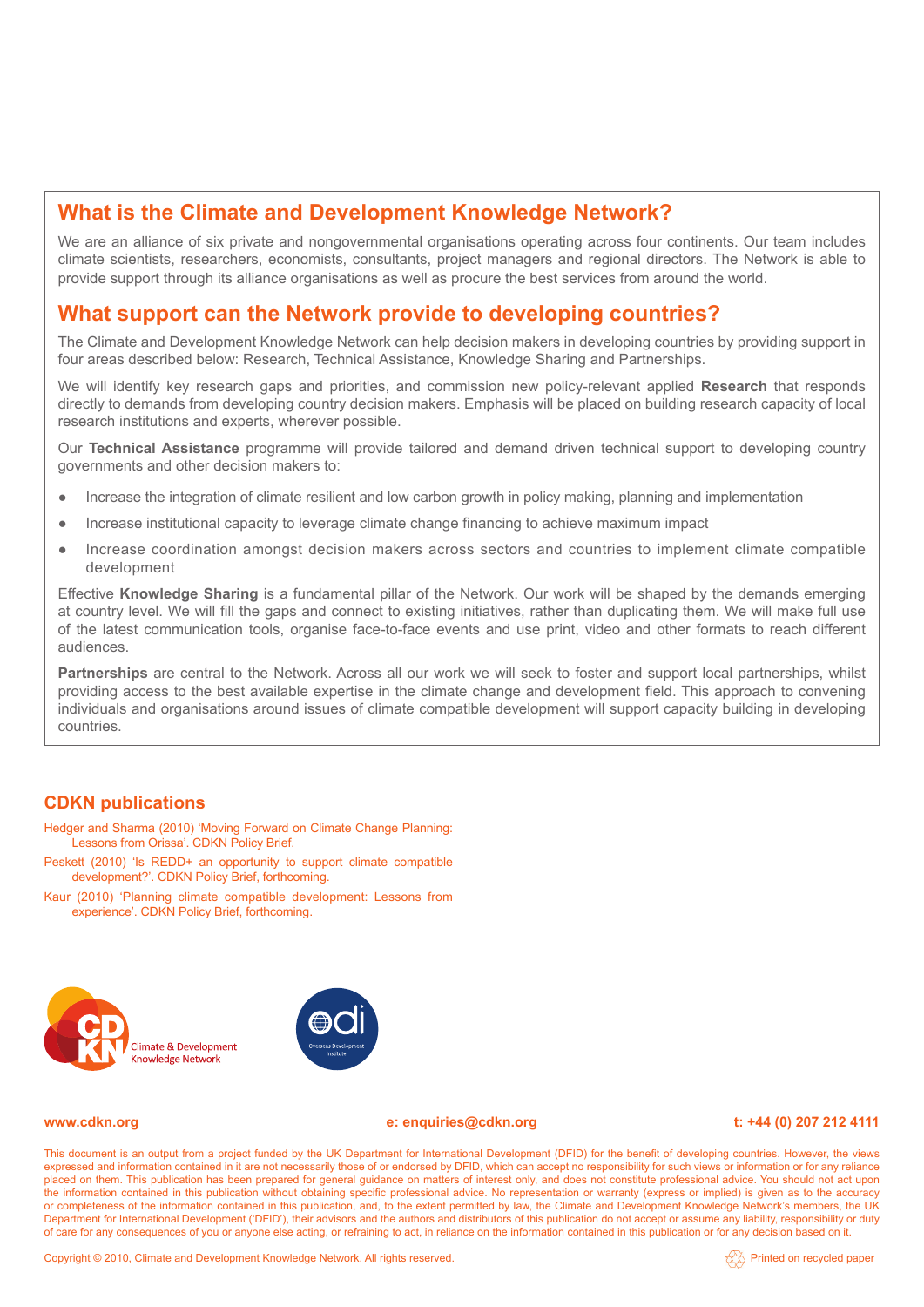## What is the Climate and Development Knowledge Network?

We are an alliance of six private and nongovernmental organisations operating across four continents. Our team includes climate scientists, researchers, economists, consultants, project managers and regional directors. The Network is able to provide support through its alliance organisations as well as procure the best services from around the world.

## What support can the Network provide to developing countries?

The Climate and Development Knowledge Network can help decision makers in developing countries by providing support in four areas described below: Research, Technical Assistance, Knowledge Sharing and Partnerships.

We will identify key research gaps and priorities, and commission new policy-relevant applied **Research** that responds directly to demands from developing country decision makers. Emphasis will be placed on building research capacity of local research institutions and experts, wherever possible.

Our **Technical Assistance** programme will provide tailored and demand driven technical support to developing country governments and other decision makers to:

- Increase the integration of climate resilient and low carbon growth in policy making, planning and implementation
- Increase institutional capacity to leverage climate change financing to achieve maximum impact
- Increase coordination amongst decision makers across sectors and countries to implement climate compatible development

Effective **Knowledge Sharing** is a fundamental pillar of the Network. Our work will be shaped by the demands emerging at country level. We will fill the gaps and connect to existing initiatives, rather than duplicating them. We will make full use of the latest communication tools, organise face-to-face events and use print, video and other formats to reach different audiences.

**Partnerships** are central to the Network. Across all our work we will seek to foster and support local partnerships, whilst providing access to the best available expertise in the climate change and development field. This approach to convening individuals and organisations around issues of climate compatible development will support capacity building in developing countries.

## CDKN publications

Hedger and Sharma (2010) 'Moving Forward on Climate Change Planning: Lessons from Orissa'. CDKN Policy Brief.

Peskett (2010) 'Is REDD+ an opportunity to support climate compatible development?'. CDKN Policy Brief, forthcoming.

Kaur (2010) 'Planning climate compatible development: Lessons from experience'. CDKN Policy Brief, forthcoming.

Climate & Development Knowledge Network

Overseas Development Institute

**www.cdkn.org** **e: enquiries@cdkn.org** **t: +44 (0) 207 212 4111**

This document is an output from a project funded by the UK Department for International Development (DFID) for the benefit of developing countries. However, the views expressed and information contained in it are not necessarily those of or endorsed by DFID, which can accept no responsibility for such views or information or for any reliance placed on them. This publication has been prepared for general guidance on matters of interest only, and does not constitute professional advice. You should not act upon the information contained in this publication without obtaining specific professional advice. No representation or warranty (express or implied) is given as to the accuracy or completeness of the information contained in this publication, and, to the extent permitted by law, the Climate and Development Knowledge Network's members, the UK Department for International Development ('DFID'), their advisors and the authors and distributors of this publication do not accept or assume any liability, responsibility or duty of care for any consequences of you or anyone else acting, or refraining to act, in reliance on the information contained in this publication or for any decision based on it.

Copyright © 2010, Climate and Development Knowledge Network. All rights reserved.

Printed on recycled paper